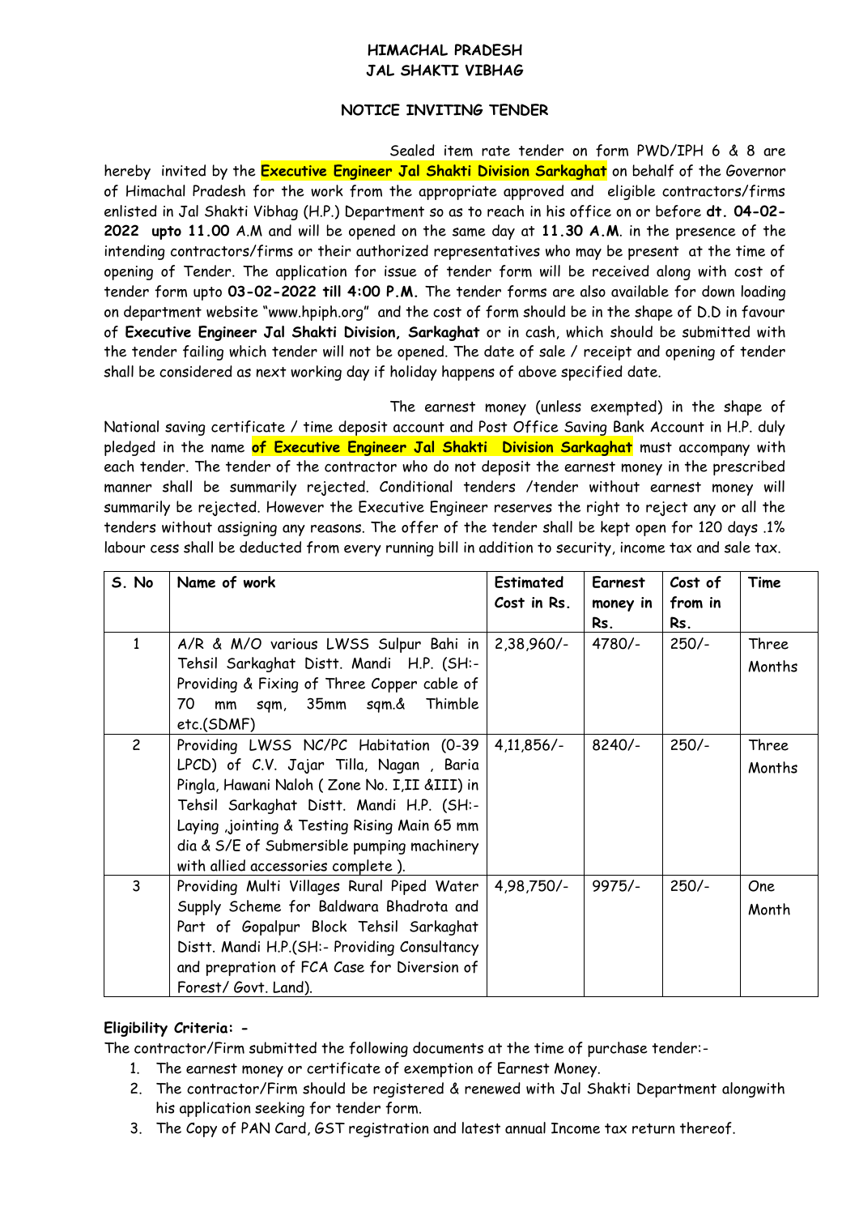**HIMACHAL PRADESH**
**JAL SHAKTI VIBHAG**

**NOTICE INVITING TENDER**

Sealed item rate tender on form PWD/IPH 6 & 8 are hereby invited by the **Executive Engineer Jal Shakti Division Sarkaghat** on behalf of the Governor of Himachal Pradesh for the work from the appropriate approved and eligible contractors/firms enlisted in Jal Shakti Vibhag (H.P.) Department so as to reach in his office on or before **dt. 04-02-2022 upto 11.00** A.M and will be opened on the same day at **11.30 A.M**. in the presence of the intending contractors/firms or their authorized representatives who may be present at the time of opening of Tender. The application for issue of tender form will be received along with cost of tender form upto **03-02-2022 till 4:00 P.M.** The tender forms are also available for down loading on department website "www.hpiph.org" and the cost of form should be in the shape of D.D in favour of **Executive Engineer Jal Shakti Division, Sarkaghat** or in cash, which should be submitted with the tender failing which tender will not be opened. The date of sale / receipt and opening of tender shall be considered as next working day if holiday happens of above specified date.

The earnest money (unless exempted) in the shape of National saving certificate / time deposit account and Post Office Saving Bank Account in H.P. duly pledged in the name **of Executive Engineer Jal Shakti Division Sarkaghat** must accompany with each tender. The tender of the contractor who do not deposit the earnest money in the prescribed manner shall be summarily rejected. Conditional tenders /tender without earnest money will summarily be rejected. However the Executive Engineer reserves the right to reject any or all the tenders without assigning any reasons. The offer of the tender shall be kept open for 120 days .1% labour cess shall be deducted from every running bill in addition to security, income tax and sale tax.

| S. No | Name of work | Estimated Cost in Rs. | Earnest money in Rs. | Cost of from in Rs. | Time |
|---|---|---|---|---|---|
| 1 | A/R & M/O various LWSS Sulpur Bahi in Tehsil Sarkaghat Distt. Mandi H.P. (SH:- Providing & Fixing of Three Copper cable of 70 mm sqm, 35mm sqm.& Thimble etc.(SDMF) | 2,38,960/- | 4780/- | 250/- | Three Months |
| 2 | Providing LWSS NC/PC Habitation (0-39 LPCD) of C.V. Jajar Tilla, Nagan , Baria Pingla, Hawani Naloh ( Zone No. I,II &III) in Tehsil Sarkaghat Distt. Mandi H.P. (SH:- Laying ,jointing & Testing Rising Main 65 mm dia & S/E of Submersible pumping machinery with allied accessories complete ). | 4,11,856/- | 8240/- | 250/- | Three Months |
| 3 | Providing Multi Villages Rural Piped Water Supply Scheme for Baldwara Bhadrota and Part of Gopalpur Block Tehsil Sarkaghat Distt. Mandi H.P.(SH:- Providing Consultancy and prepration of FCA Case for Diversion of Forest/ Govt. Land). | 4,98,750/- | 9975/- | 250/- | One Month |

**Eligibility Criteria: -**

The contractor/Firm submitted the following documents at the time of purchase tender:-

1. The earnest money or certificate of exemption of Earnest Money.
2. The contractor/Firm should be registered & renewed with Jal Shakti Department alongwith his application seeking for tender form.
3. The Copy of PAN Card, GST registration and latest annual Income tax return thereof.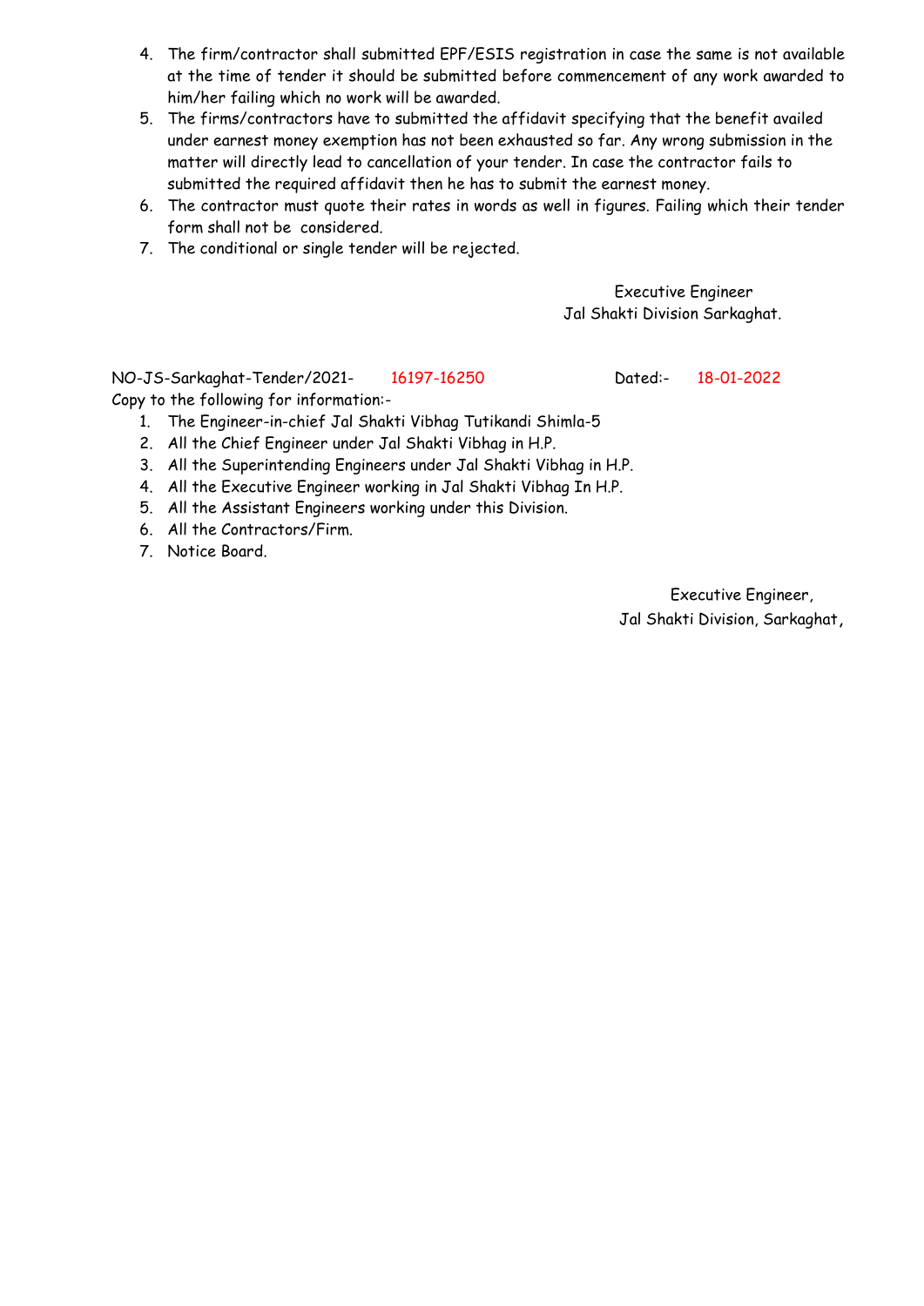4. The firm/contractor shall submitted EPF/ESIS registration in case the same is not available at the time of tender it should be submitted before commencement of any work awarded to him/her failing which no work will be awarded.
5. The firms/contractors have to submitted the affidavit specifying that the benefit availed under earnest money exemption has not been exhausted so far. Any wrong submission in the matter will directly lead to cancellation of your tender. In case the contractor fails to submitted the required affidavit then he has to submit the earnest money.
6. The contractor must quote their rates in words as well in figures. Failing which their tender form shall not be considered.
7. The conditional or single tender will be rejected.

Executive Engineer
Jal Shakti Division Sarkaghat.

NO-JS-Sarkaghat-Tender/2021- 16197-16250 Dated:- 18-01-2022

Copy to the following for information:-

1. The Engineer-in-chief Jal Shakti Vibhag Tutikandi Shimla-5
2. All the Chief Engineer under Jal Shakti Vibhag in H.P.
3. All the Superintending Engineers under Jal Shakti Vibhag in H.P.
4. All the Executive Engineer working in Jal Shakti Vibhag In H.P.
5. All the Assistant Engineers working under this Division.
6. All the Contractors/Firm.
7. Notice Board.

Executive Engineer,
Jal Shakti Division, Sarkaghat,